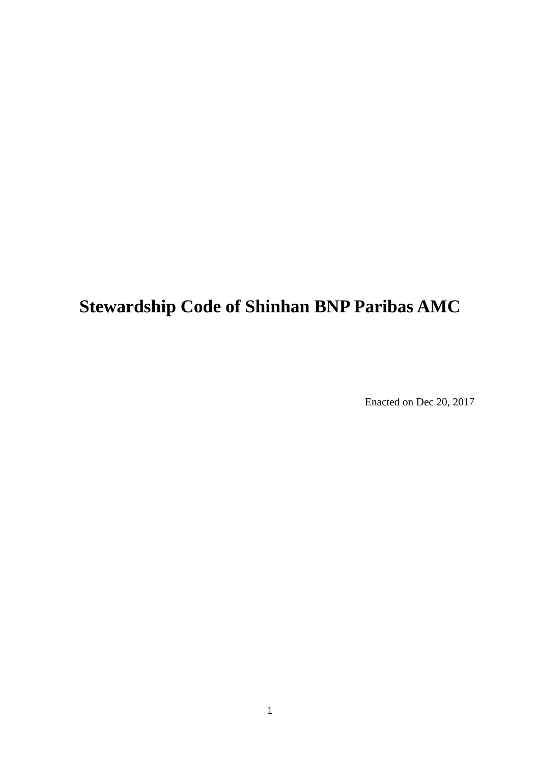# Stewardship Code of Shinhan BNP Paribas AMC

Enacted on Dec 20, 2017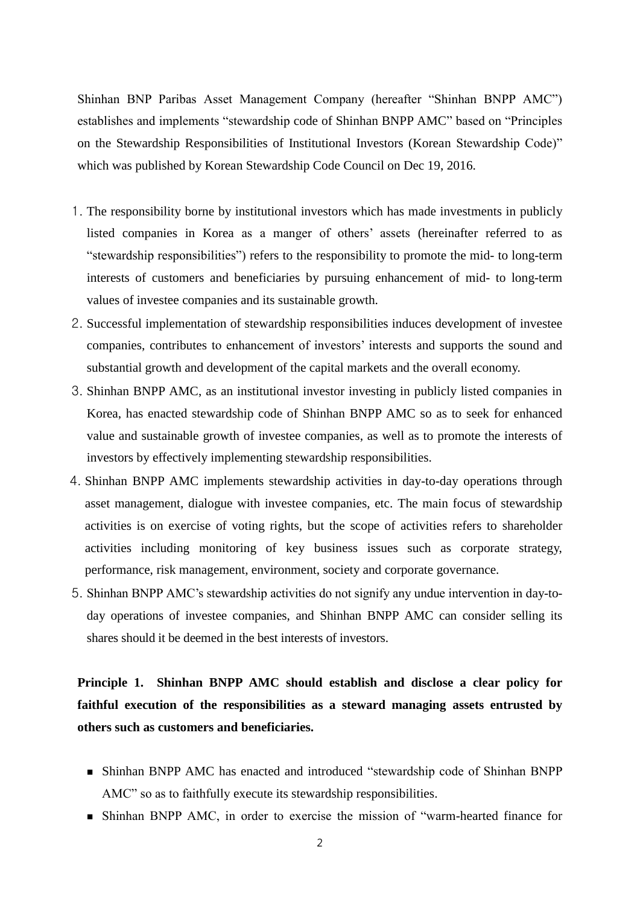Shinhan BNP Paribas Asset Management Company (hereafter "Shinhan BNPP AMC") establishes and implements "stewardship code of Shinhan BNPP AMC" based on "Principles on the Stewardship Responsibilities of Institutional Investors (Korean Stewardship Code)" which was published by Korean Stewardship Code Council on Dec 19, 2016.

1. The responsibility borne by institutional investors which has made investments in publicly listed companies in Korea as a manger of others' assets (hereinafter referred to as "stewardship responsibilities") refers to the responsibility to promote the mid- to long-term interests of customers and beneficiaries by pursuing enhancement of mid- to long-term values of investee companies and its sustainable growth.
2. Successful implementation of stewardship responsibilities induces development of investee companies, contributes to enhancement of investors' interests and supports the sound and substantial growth and development of the capital markets and the overall economy.
3. Shinhan BNPP AMC, as an institutional investor investing in publicly listed companies in Korea, has enacted stewardship code of Shinhan BNPP AMC so as to seek for enhanced value and sustainable growth of investee companies, as well as to promote the interests of investors by effectively implementing stewardship responsibilities.
4. Shinhan BNPP AMC implements stewardship activities in day-to-day operations through asset management, dialogue with investee companies, etc. The main focus of stewardship activities is on exercise of voting rights, but the scope of activities refers to shareholder activities including monitoring of key business issues such as corporate strategy, performance, risk management, environment, society and corporate governance.
5. Shinhan BNPP AMC's stewardship activities do not signify any undue intervention in day-to-day operations of investee companies, and Shinhan BNPP AMC can consider selling its shares should it be deemed in the best interests of investors.

**Principle 1. Shinhan BNPP AMC should establish and disclose a clear policy for faithful execution of the responsibilities as a steward managing assets entrusted by others such as customers and beneficiaries.**

- Shinhan BNPP AMC has enacted and introduced "stewardship code of Shinhan BNPP AMC" so as to faithfully execute its stewardship responsibilities.
- Shinhan BNPP AMC, in order to exercise the mission of "warm-hearted finance for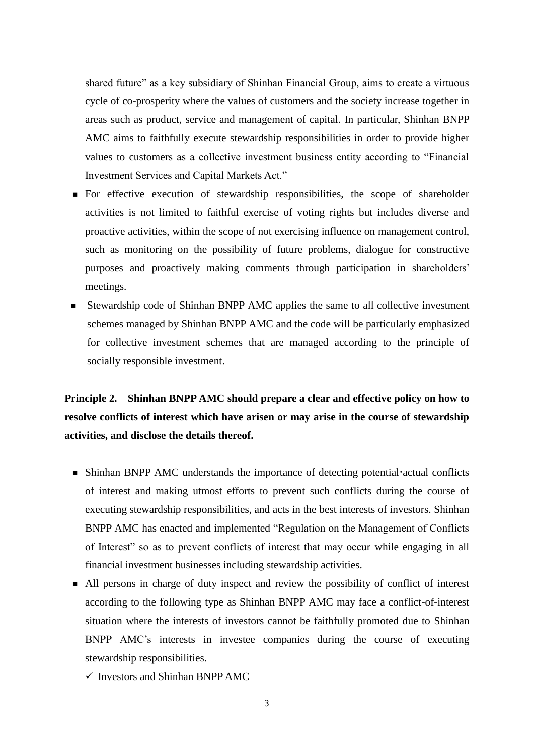shared future" as a key subsidiary of Shinhan Financial Group, aims to create a virtuous cycle of co-prosperity where the values of customers and the society increase together in areas such as product, service and management of capital. In particular, Shinhan BNPP AMC aims to faithfully execute stewardship responsibilities in order to provide higher values to customers as a collective investment business entity according to "Financial Investment Services and Capital Markets Act."

- For effective execution of stewardship responsibilities, the scope of shareholder activities is not limited to faithful exercise of voting rights but includes diverse and proactive activities, within the scope of not exercising influence on management control, such as monitoring on the possibility of future problems, dialogue for constructive purposes and proactively making comments through participation in shareholders' meetings.
- Stewardship code of Shinhan BNPP AMC applies the same to all collective investment schemes managed by Shinhan BNPP AMC and the code will be particularly emphasized for collective investment schemes that are managed according to the principle of socially responsible investment.

**Principle 2. Shinhan BNPP AMC should prepare a clear and effective policy on how to resolve conflicts of interest which have arisen or may arise in the course of stewardship activities, and disclose the details thereof.**

- Shinhan BNPP AMC understands the importance of detecting potential·actual conflicts of interest and making utmost efforts to prevent such conflicts during the course of executing stewardship responsibilities, and acts in the best interests of investors. Shinhan BNPP AMC has enacted and implemented "Regulation on the Management of Conflicts of Interest" so as to prevent conflicts of interest that may occur while engaging in all financial investment businesses including stewardship activities.
- All persons in charge of duty inspect and review the possibility of conflict of interest according to the following type as Shinhan BNPP AMC may face a conflict-of-interest situation where the interests of investors cannot be faithfully promoted due to Shinhan BNPP AMC's interests in investee companies during the course of executing stewardship responsibilities.
  - ✓ Investors and Shinhan BNPP AMC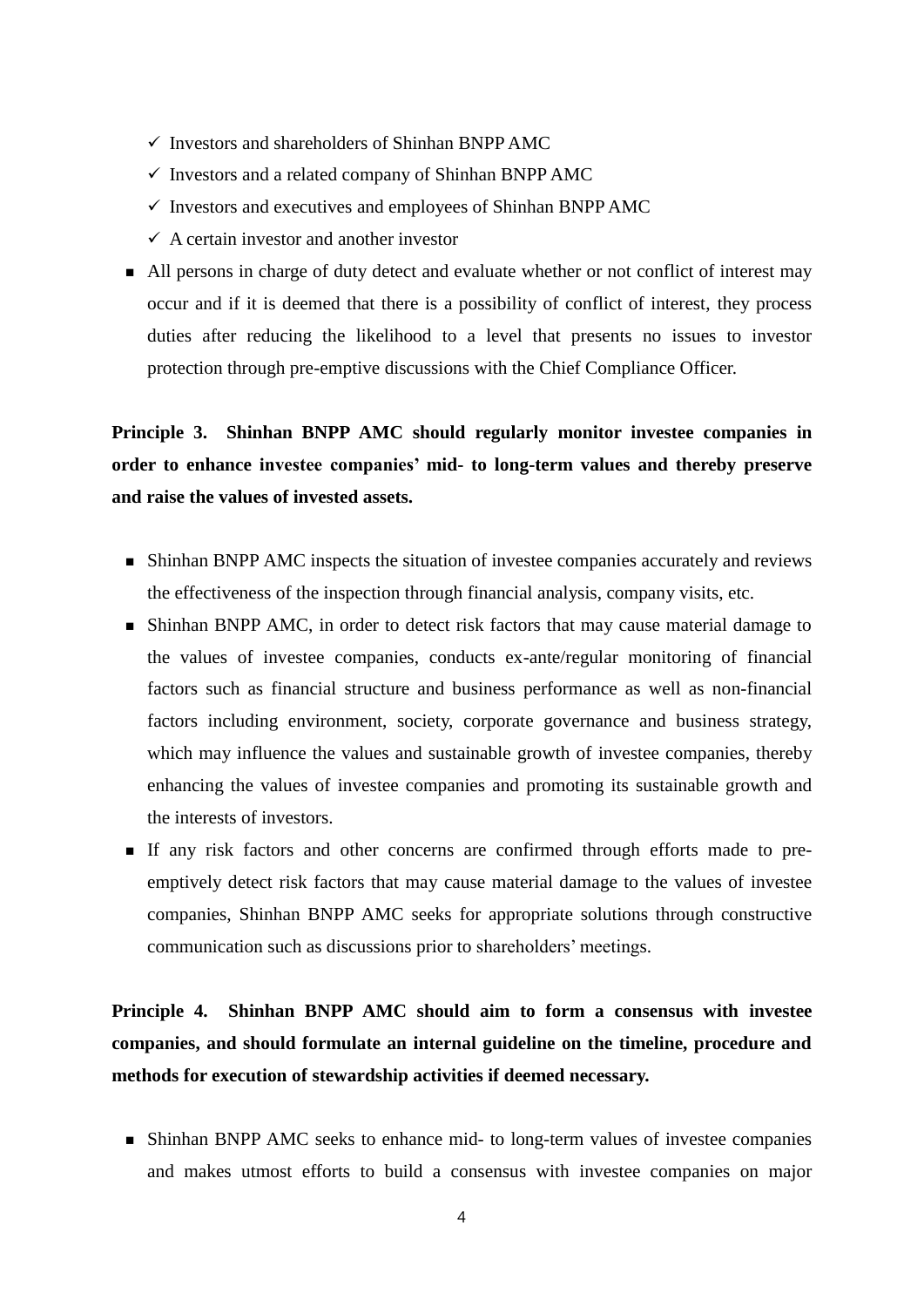- ✓ Investors and shareholders of Shinhan BNPP AMC
- ✓ Investors and a related company of Shinhan BNPP AMC
- ✓ Investors and executives and employees of Shinhan BNPP AMC
- ✓ A certain investor and another investor

- All persons in charge of duty detect and evaluate whether or not conflict of interest may occur and if it is deemed that there is a possibility of conflict of interest, they process duties after reducing the likelihood to a level that presents no issues to investor protection through pre-emptive discussions with the Chief Compliance Officer.

**Principle 3. Shinhan BNPP AMC should regularly monitor investee companies in order to enhance investee companies' mid- to long-term values and thereby preserve and raise the values of invested assets.**

- Shinhan BNPP AMC inspects the situation of investee companies accurately and reviews the effectiveness of the inspection through financial analysis, company visits, etc.
- Shinhan BNPP AMC, in order to detect risk factors that may cause material damage to the values of investee companies, conducts ex-ante/regular monitoring of financial factors such as financial structure and business performance as well as non-financial factors including environment, society, corporate governance and business strategy, which may influence the values and sustainable growth of investee companies, thereby enhancing the values of investee companies and promoting its sustainable growth and the interests of investors.
- If any risk factors and other concerns are confirmed through efforts made to pre-emptively detect risk factors that may cause material damage to the values of investee companies, Shinhan BNPP AMC seeks for appropriate solutions through constructive communication such as discussions prior to shareholders' meetings.

**Principle 4. Shinhan BNPP AMC should aim to form a consensus with investee companies, and should formulate an internal guideline on the timeline, procedure and methods for execution of stewardship activities if deemed necessary.**

- Shinhan BNPP AMC seeks to enhance mid- to long-term values of investee companies and makes utmost efforts to build a consensus with investee companies on major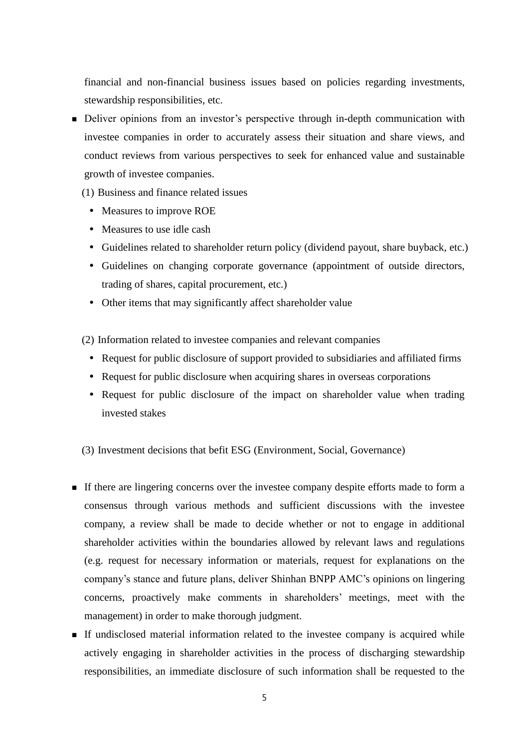financial and non-financial business issues based on policies regarding investments, stewardship responsibilities, etc.

- Deliver opinions from an investor's perspective through in-depth communication with investee companies in order to accurately assess their situation and share views, and conduct reviews from various perspectives to seek for enhanced value and sustainable growth of investee companies.

  (1) Business and finance related issues

    - Measures to improve ROE
    - Measures to use idle cash
    - Guidelines related to shareholder return policy (dividend payout, share buyback, etc.)
    - Guidelines on changing corporate governance (appointment of outside directors, trading of shares, capital procurement, etc.)
    - Other items that may significantly affect shareholder value

  (2) Information related to investee companies and relevant companies

    - Request for public disclosure of support provided to subsidiaries and affiliated firms
    - Request for public disclosure when acquiring shares in overseas corporations
    - Request for public disclosure of the impact on shareholder value when trading invested stakes

  (3) Investment decisions that befit ESG (Environment, Social, Governance)

- If there are lingering concerns over the investee company despite efforts made to form a consensus through various methods and sufficient discussions with the investee company, a review shall be made to decide whether or not to engage in additional shareholder activities within the boundaries allowed by relevant laws and regulations (e.g. request for necessary information or materials, request for explanations on the company's stance and future plans, deliver Shinhan BNPP AMC's opinions on lingering concerns, proactively make comments in shareholders' meetings, meet with the management) in order to make thorough judgment.
- If undisclosed material information related to the investee company is acquired while actively engaging in shareholder activities in the process of discharging stewardship responsibilities, an immediate disclosure of such information shall be requested to the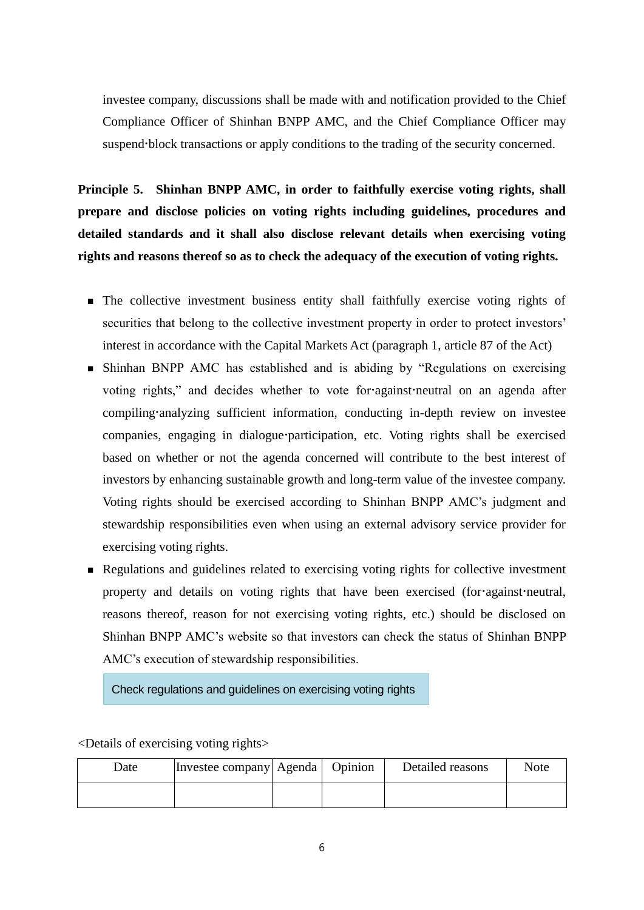investee company, discussions shall be made with and notification provided to the Chief Compliance Officer of Shinhan BNPP AMC, and the Chief Compliance Officer may suspend·block transactions or apply conditions to the trading of the security concerned.

**Principle 5. Shinhan BNPP AMC, in order to faithfully exercise voting rights, shall prepare and disclose policies on voting rights including guidelines, procedures and detailed standards and it shall also disclose relevant details when exercising voting rights and reasons thereof so as to check the adequacy of the execution of voting rights.**

- The collective investment business entity shall faithfully exercise voting rights of securities that belong to the collective investment property in order to protect investors' interest in accordance with the Capital Markets Act (paragraph 1, article 87 of the Act)
- Shinhan BNPP AMC has established and is abiding by "Regulations on exercising voting rights," and decides whether to vote for·against·neutral on an agenda after compiling·analyzing sufficient information, conducting in-depth review on investee companies, engaging in dialogue·participation, etc. Voting rights shall be exercised based on whether or not the agenda concerned will contribute to the best interest of investors by enhancing sustainable growth and long-term value of the investee company. Voting rights should be exercised according to Shinhan BNPP AMC's judgment and stewardship responsibilities even when using an external advisory service provider for exercising voting rights.
- Regulations and guidelines related to exercising voting rights for collective investment property and details on voting rights that have been exercised (for·against·neutral, reasons thereof, reason for not exercising voting rights, etc.) should be disclosed on Shinhan BNPP AMC's website so that investors can check the status of Shinhan BNPP AMC's execution of stewardship responsibilities.

Check regulations and guidelines on exercising voting rights

<Details of exercising voting rights>

| Date | Investee company | Agenda | Opinion | Detailed reasons | Note |
|---|---|---|---|---|---|
| | | | | | |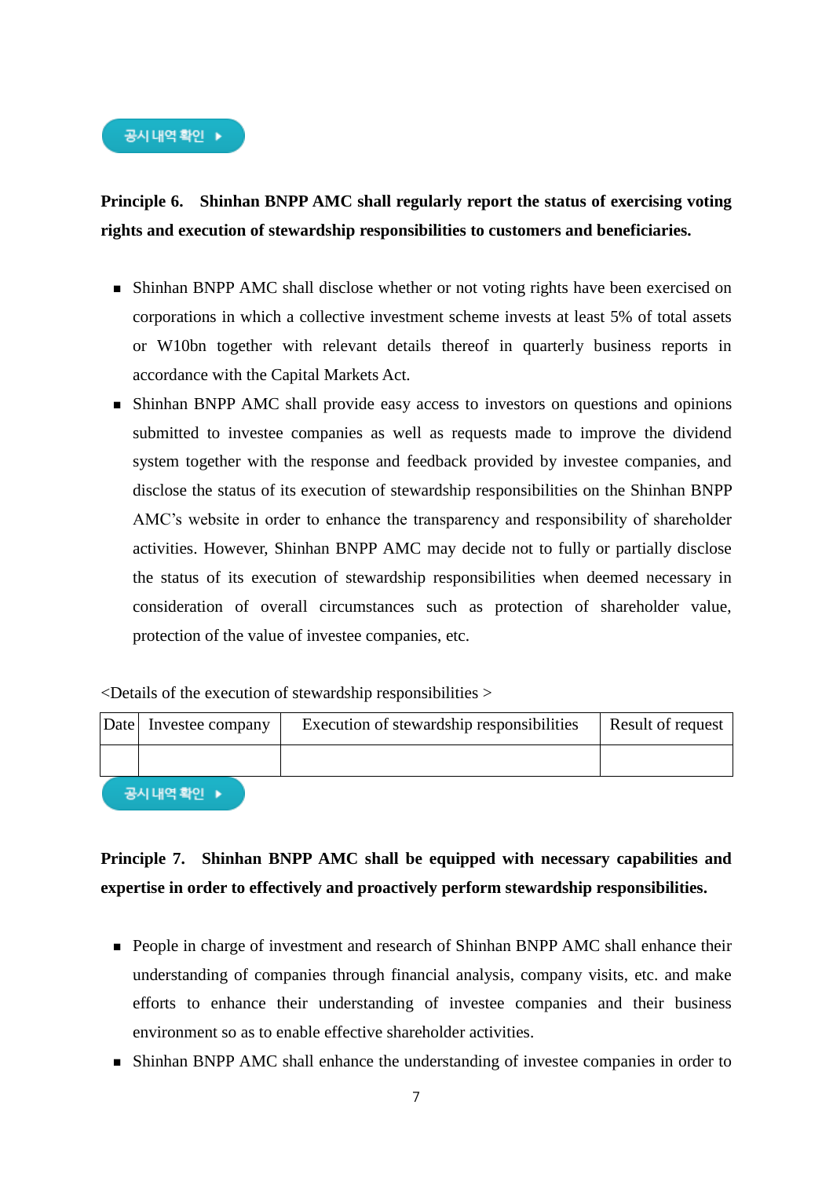공시 내역 확인 ▸

**Principle 6. Shinhan BNPP AMC shall regularly report the status of exercising voting rights and execution of stewardship responsibilities to customers and beneficiaries.**

- Shinhan BNPP AMC shall disclose whether or not voting rights have been exercised on corporations in which a collective investment scheme invests at least 5% of total assets or W10bn together with relevant details thereof in quarterly business reports in accordance with the Capital Markets Act.
- Shinhan BNPP AMC shall provide easy access to investors on questions and opinions submitted to investee companies as well as requests made to improve the dividend system together with the response and feedback provided by investee companies, and disclose the status of its execution of stewardship responsibilities on the Shinhan BNPP AMC's website in order to enhance the transparency and responsibility of shareholder activities. However, Shinhan BNPP AMC may decide not to fully or partially disclose the status of its execution of stewardship responsibilities when deemed necessary in consideration of overall circumstances such as protection of shareholder value, protection of the value of investee companies, etc.

<Details of the execution of stewardship responsibilities >

| Date | Investee company | Execution of stewardship responsibilities | Result of request |
|---|---|---|---|
| | | | |

공시 내역 확인 ▸

**Principle 7. Shinhan BNPP AMC shall be equipped with necessary capabilities and expertise in order to effectively and proactively perform stewardship responsibilities.**

- People in charge of investment and research of Shinhan BNPP AMC shall enhance their understanding of companies through financial analysis, company visits, etc. and make efforts to enhance their understanding of investee companies and their business environment so as to enable effective shareholder activities.
- Shinhan BNPP AMC shall enhance the understanding of investee companies in order to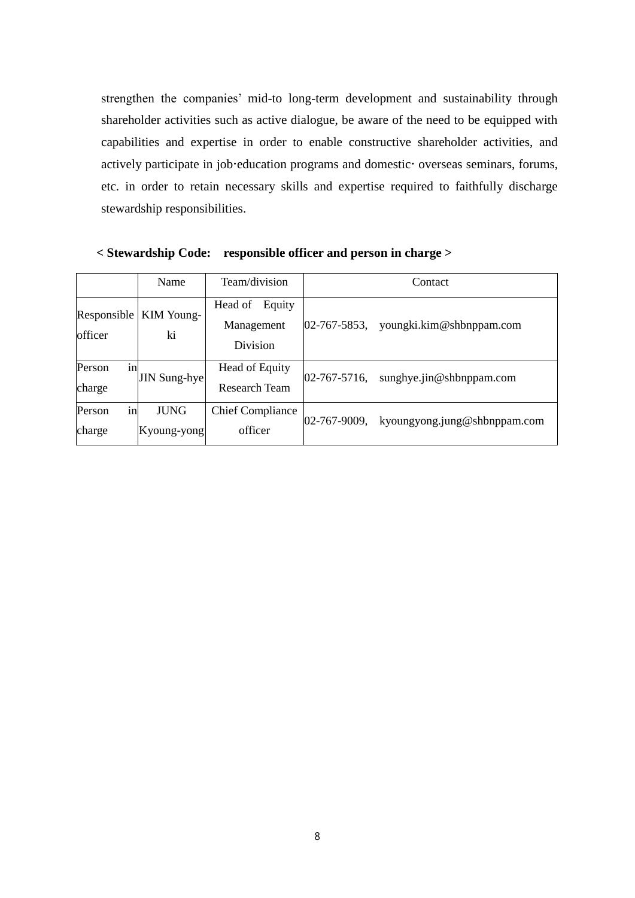strengthen the companies' mid-to long-term development and sustainability through shareholder activities such as active dialogue, be aware of the need to be equipped with capabilities and expertise in order to enable constructive shareholder activities, and actively participate in job·education programs and domestic· overseas seminars, forums, etc. in order to retain necessary skills and expertise required to faithfully discharge stewardship responsibilities.

**< Stewardship Code: responsible officer and person in charge >**

| | Name | Team/division | Contact |
|---|---|---|---|
| Responsible officer | KIM Young-ki | Head of Equity Management Division | 02-767-5853, youngki.kim@shbnppam.com |
| Person in charge | JIN Sung-hye | Head of Equity Research Team | 02-767-5716, sunghye.jin@shbnppam.com |
| Person in charge | JUNG Kyoung-yong | Chief Compliance officer | 02-767-9009, kyoungyong.jung@shbnppam.com |